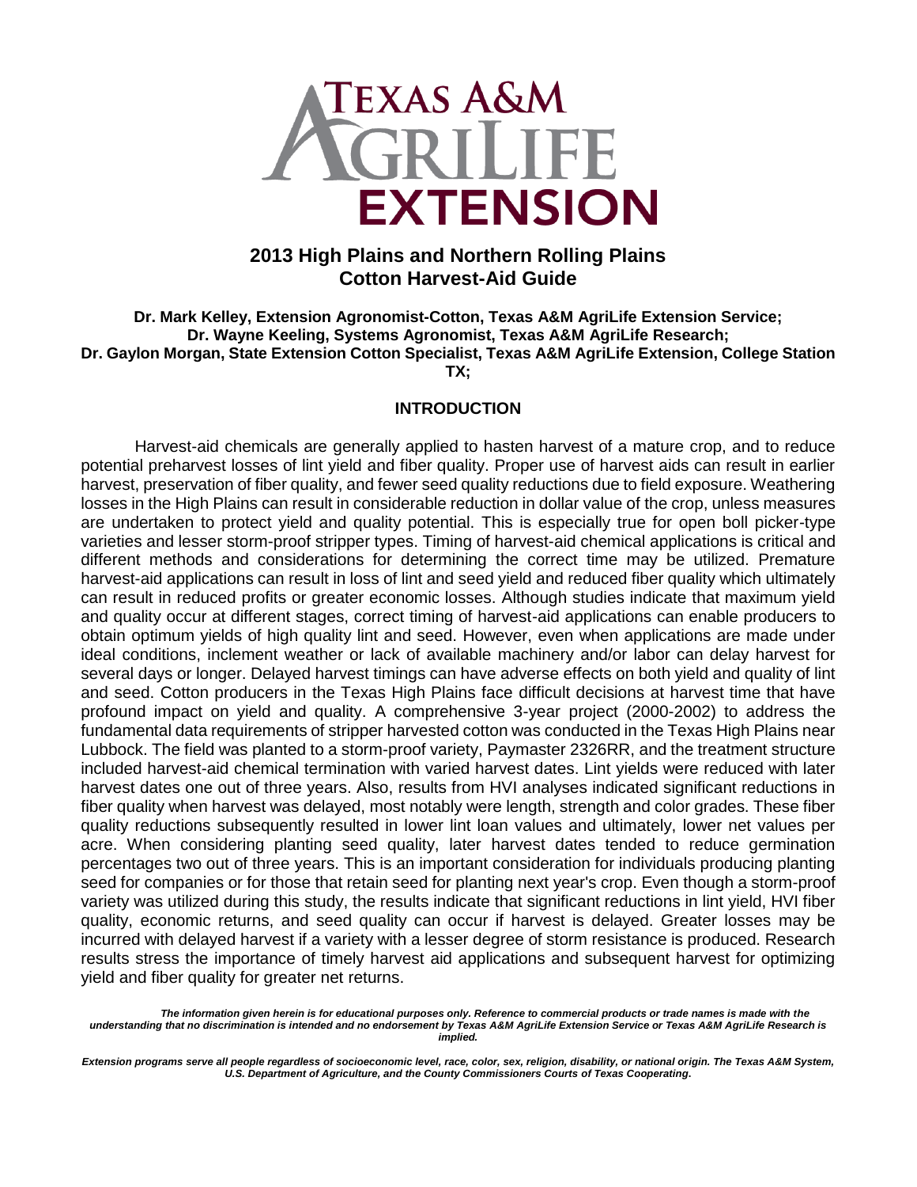# Texas A&M AgriLife Extension

## 2013 High Plains and Northern Rolling Plains Cotton Harvest-Aid Guide

**Dr. Mark Kelley, Extension Agronomist-Cotton, Texas A&M AgriLife Extension Service; Dr. Wayne Keeling, Systems Agronomist, Texas A&M AgriLife Research; Dr. Gaylon Morgan, State Extension Cotton Specialist, Texas A&M AgriLife Extension, College Station TX;**

### INTRODUCTION

Harvest-aid chemicals are generally applied to hasten harvest of a mature crop, and to reduce potential preharvest losses of lint yield and fiber quality. Proper use of harvest aids can result in earlier harvest, preservation of fiber quality, and fewer seed quality reductions due to field exposure. Weathering losses in the High Plains can result in considerable reduction in dollar value of the crop, unless measures are undertaken to protect yield and quality potential. This is especially true for open boll picker-type varieties and lesser storm-proof stripper types. Timing of harvest-aid chemical applications is critical and different methods and considerations for determining the correct time may be utilized. Premature harvest-aid applications can result in loss of lint and seed yield and reduced fiber quality which ultimately can result in reduced profits or greater economic losses. Although studies indicate that maximum yield and quality occur at different stages, correct timing of harvest-aid applications can enable producers to obtain optimum yields of high quality lint and seed. However, even when applications are made under ideal conditions, inclement weather or lack of available machinery and/or labor can delay harvest for several days or longer. Delayed harvest timings can have adverse effects on both yield and quality of lint and seed. Cotton producers in the Texas High Plains face difficult decisions at harvest time that have profound impact on yield and quality. A comprehensive 3-year project (2000-2002) to address the fundamental data requirements of stripper harvested cotton was conducted in the Texas High Plains near Lubbock. The field was planted to a storm-proof variety, Paymaster 2326RR, and the treatment structure included harvest-aid chemical termination with varied harvest dates. Lint yields were reduced with later harvest dates one out of three years. Also, results from HVI analyses indicated significant reductions in fiber quality when harvest was delayed, most notably were length, strength and color grades. These fiber quality reductions subsequently resulted in lower lint loan values and ultimately, lower net values per acre. When considering planting seed quality, later harvest dates tended to reduce germination percentages two out of three years. This is an important consideration for individuals producing planting seed for companies or for those that retain seed for planting next year's crop. Even though a storm-proof variety was utilized during this study, the results indicate that significant reductions in lint yield, HVI fiber quality, economic returns, and seed quality can occur if harvest is delayed. Greater losses may be incurred with delayed harvest if a variety with a lesser degree of storm resistance is produced. Research results stress the importance of timely harvest aid applications and subsequent harvest for optimizing yield and fiber quality for greater net returns.

***The information given herein is for educational purposes only. Reference to commercial products or trade names is made with the understanding that no discrimination is intended and no endorsement by Texas A&M AgriLife Extension Service or Texas A&M AgriLife Research is implied.***

***Extension programs serve all people regardless of socioeconomic level, race, color, sex, religion, disability, or national origin. The Texas A&M System, U.S. Department of Agriculture, and the County Commissioners Courts of Texas Cooperating.***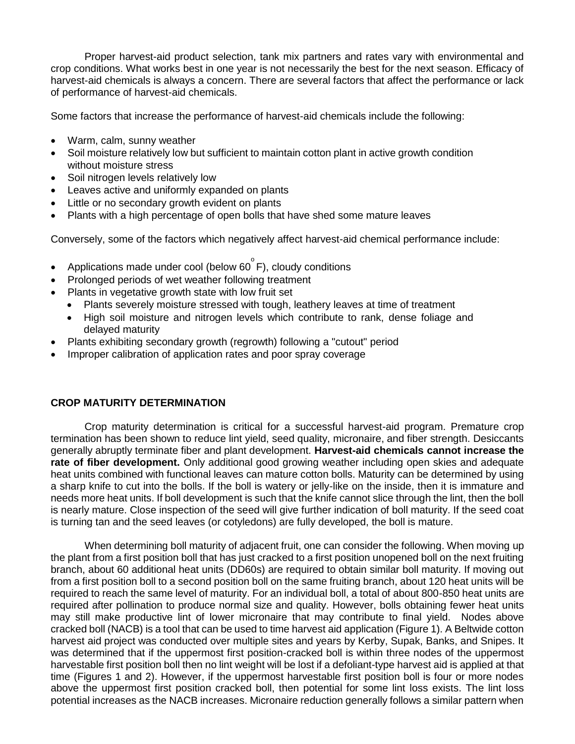Proper harvest-aid product selection, tank mix partners and rates vary with environmental and crop conditions. What works best in one year is not necessarily the best for the next season. Efficacy of harvest-aid chemicals is always a concern. There are several factors that affect the performance or lack of performance of harvest-aid chemicals.

Some factors that increase the performance of harvest-aid chemicals include the following:

- Warm, calm, sunny weather
- Soil moisture relatively low but sufficient to maintain cotton plant in active growth condition without moisture stress
- Soil nitrogen levels relatively low
- Leaves active and uniformly expanded on plants
- Little or no secondary growth evident on plants
- Plants with a high percentage of open bolls that have shed some mature leaves

Conversely, some of the factors which negatively affect harvest-aid chemical performance include:

- Applications made under cool (below 60$^{o}$F), cloudy conditions
- Prolonged periods of wet weather following treatment
- Plants in vegetative growth state with low fruit set
  - Plants severely moisture stressed with tough, leathery leaves at time of treatment
  - High soil moisture and nitrogen levels which contribute to rank, dense foliage and delayed maturity
- Plants exhibiting secondary growth (regrowth) following a "cutout" period
- Improper calibration of application rates and poor spray coverage

## CROP MATURITY DETERMINATION

Crop maturity determination is critical for a successful harvest-aid program. Premature crop termination has been shown to reduce lint yield, seed quality, micronaire, and fiber strength. Desiccants generally abruptly terminate fiber and plant development. **Harvest-aid chemicals cannot increase the rate of fiber development.** Only additional good growing weather including open skies and adequate heat units combined with functional leaves can mature cotton bolls. Maturity can be determined by using a sharp knife to cut into the bolls. If the boll is watery or jelly-like on the inside, then it is immature and needs more heat units. If boll development is such that the knife cannot slice through the lint, then the boll is nearly mature. Close inspection of the seed will give further indication of boll maturity. If the seed coat is turning tan and the seed leaves (or cotyledons) are fully developed, the boll is mature.

When determining boll maturity of adjacent fruit, one can consider the following. When moving up the plant from a first position boll that has just cracked to a first position unopened boll on the next fruiting branch, about 60 additional heat units (DD60s) are required to obtain similar boll maturity. If moving out from a first position boll to a second position boll on the same fruiting branch, about 120 heat units will be required to reach the same level of maturity. For an individual boll, a total of about 800-850 heat units are required after pollination to produce normal size and quality. However, bolls obtaining fewer heat units may still make productive lint of lower micronaire that may contribute to final yield. Nodes above cracked boll (NACB) is a tool that can be used to time harvest aid application (Figure 1). A Beltwide cotton harvest aid project was conducted over multiple sites and years by Kerby, Supak, Banks, and Snipes. It was determined that if the uppermost first position-cracked boll is within three nodes of the uppermost harvestable first position boll then no lint weight will be lost if a defoliant-type harvest aid is applied at that time (Figures 1 and 2). However, if the uppermost harvestable first position boll is four or more nodes above the uppermost first position cracked boll, then potential for some lint loss exists. The lint loss potential increases as the NACB increases. Micronaire reduction generally follows a similar pattern when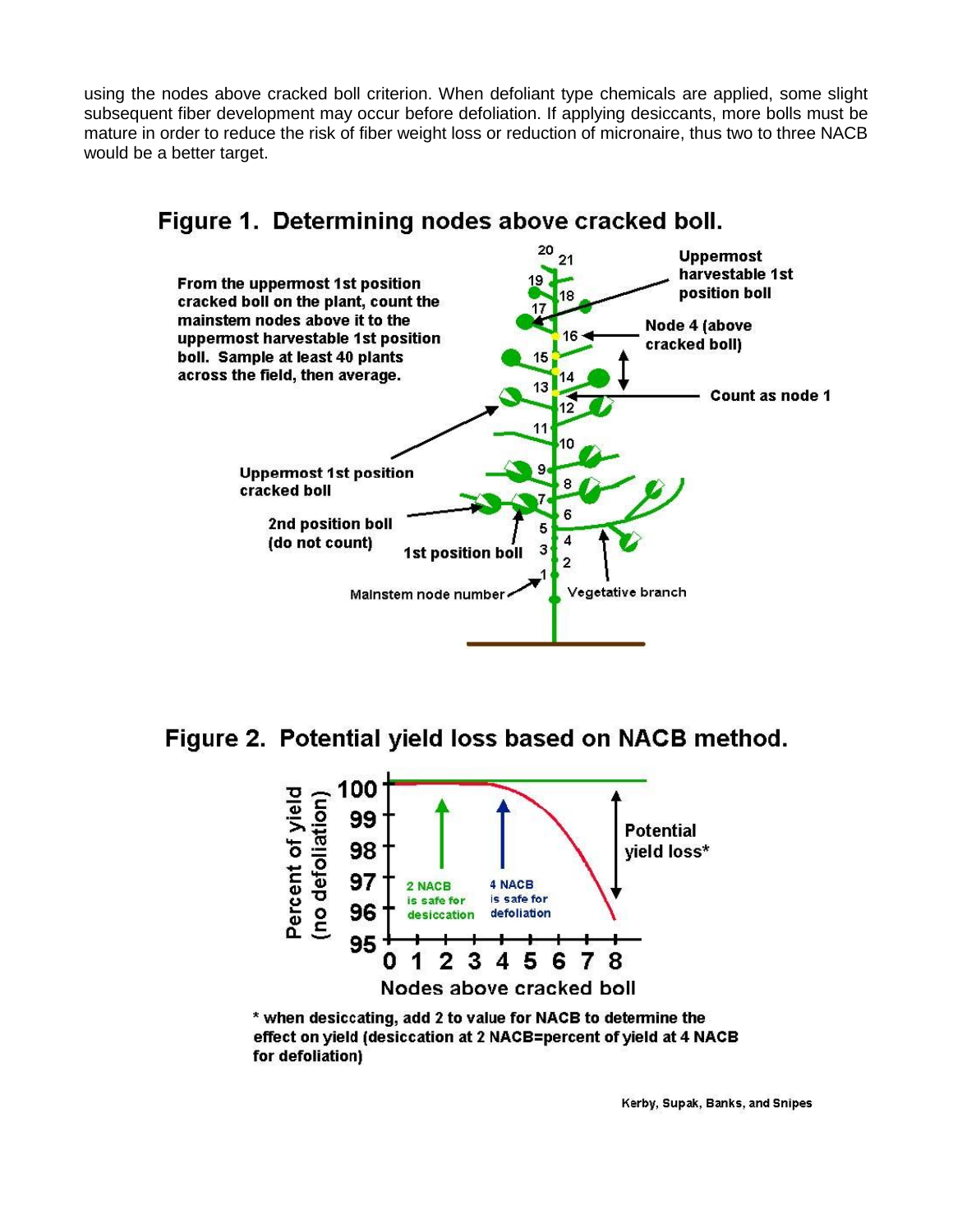using the nodes above cracked boll criterion. When defoliant type chemicals are applied, some slight subsequent fiber development may occur before defoliation. If applying desiccants, more bolls must be mature in order to reduce the risk of fiber weight loss or reduction of micronaire, thus two to three NACB would be a better target.

**Figure 1. Determining nodes above cracked boll.**

From the uppermost 1st position cracked boll on the plant, count the mainstem nodes above it to the uppermost harvestable 1st position boll. Sample at least 40 plants across the field, then average.

**Figure 2. Potential yield loss based on NACB method.**

\* when desiccating, add 2 to value for NACB to determine the effect on yield (desiccation at 2 NACB=percent of yield at 4 NACB for defoliation)

Kerby, Supak, Banks, and Snipes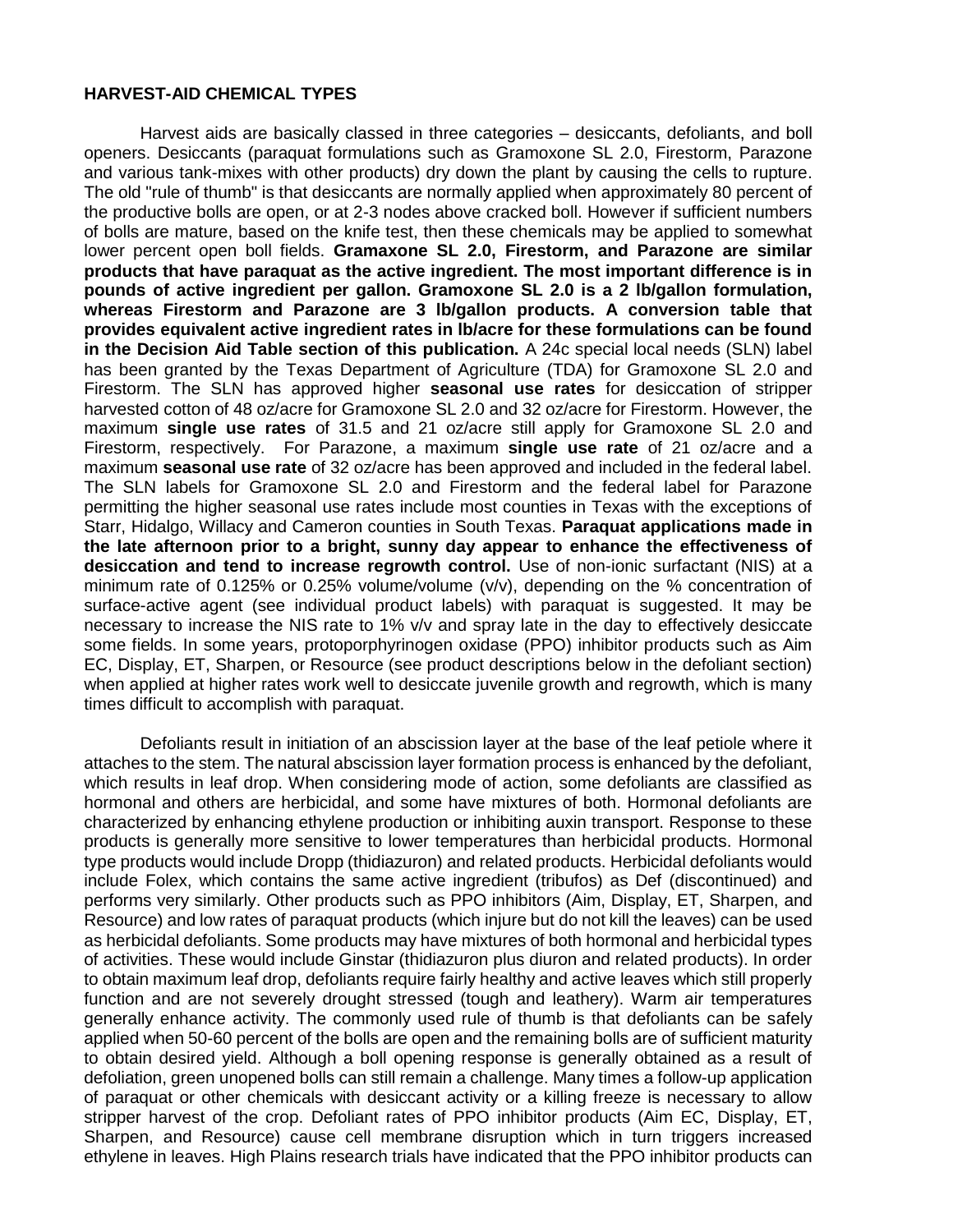**HARVEST-AID CHEMICAL TYPES**

Harvest aids are basically classed in three categories – desiccants, defoliants, and boll openers. Desiccants (paraquat formulations such as Gramoxone SL 2.0, Firestorm, Parazone and various tank-mixes with other products) dry down the plant by causing the cells to rupture. The old "rule of thumb" is that desiccants are normally applied when approximately 80 percent of the productive bolls are open, or at 2-3 nodes above cracked boll. However if sufficient numbers of bolls are mature, based on the knife test, then these chemicals may be applied to somewhat lower percent open boll fields. **Gramaxone SL 2.0, Firestorm, and Parazone are similar products that have paraquat as the active ingredient. The most important difference is in pounds of active ingredient per gallon. Gramoxone SL 2.0 is a 2 lb/gallon formulation, whereas Firestorm and Parazone are 3 lb/gallon products. A conversion table that provides equivalent active ingredient rates in lb/acre for these formulations can be found in the Decision Aid Table section of this publication.** A 24c special local needs (SLN) label has been granted by the Texas Department of Agriculture (TDA) for Gramoxone SL 2.0 and Firestorm. The SLN has approved higher **seasonal use rates** for desiccation of stripper harvested cotton of 48 oz/acre for Gramoxone SL 2.0 and 32 oz/acre for Firestorm. However, the maximum **single use rates** of 31.5 and 21 oz/acre still apply for Gramoxone SL 2.0 and Firestorm, respectively. For Parazone, a maximum **single use rate** of 21 oz/acre and a maximum **seasonal use rate** of 32 oz/acre has been approved and included in the federal label. The SLN labels for Gramoxone SL 2.0 and Firestorm and the federal label for Parazone permitting the higher seasonal use rates include most counties in Texas with the exceptions of Starr, Hidalgo, Willacy and Cameron counties in South Texas. **Paraquat applications made in the late afternoon prior to a bright, sunny day appear to enhance the effectiveness of desiccation and tend to increase regrowth control.** Use of non-ionic surfactant (NIS) at a minimum rate of 0.125% or 0.25% volume/volume (v/v), depending on the % concentration of surface-active agent (see individual product labels) with paraquat is suggested. It may be necessary to increase the NIS rate to 1% v/v and spray late in the day to effectively desiccate some fields. In some years, protoporphyrinogen oxidase (PPO) inhibitor products such as Aim EC, Display, ET, Sharpen, or Resource (see product descriptions below in the defoliant section) when applied at higher rates work well to desiccate juvenile growth and regrowth, which is many times difficult to accomplish with paraquat.

Defoliants result in initiation of an abscission layer at the base of the leaf petiole where it attaches to the stem. The natural abscission layer formation process is enhanced by the defoliant, which results in leaf drop. When considering mode of action, some defoliants are classified as hormonal and others are herbicidal, and some have mixtures of both. Hormonal defoliants are characterized by enhancing ethylene production or inhibiting auxin transport. Response to these products is generally more sensitive to lower temperatures than herbicidal products. Hormonal type products would include Dropp (thidiazuron) and related products. Herbicidal defoliants would include Folex, which contains the same active ingredient (tribufos) as Def (discontinued) and performs very similarly. Other products such as PPO inhibitors (Aim, Display, ET, Sharpen, and Resource) and low rates of paraquat products (which injure but do not kill the leaves) can be used as herbicidal defoliants. Some products may have mixtures of both hormonal and herbicidal types of activities. These would include Ginstar (thidiazuron plus diuron and related products). In order to obtain maximum leaf drop, defoliants require fairly healthy and active leaves which still properly function and are not severely drought stressed (tough and leathery). Warm air temperatures generally enhance activity. The commonly used rule of thumb is that defoliants can be safely applied when 50-60 percent of the bolls are open and the remaining bolls are of sufficient maturity to obtain desired yield. Although a boll opening response is generally obtained as a result of defoliation, green unopened bolls can still remain a challenge. Many times a follow-up application of paraquat or other chemicals with desiccant activity or a killing freeze is necessary to allow stripper harvest of the crop. Defoliant rates of PPO inhibitor products (Aim EC, Display, ET, Sharpen, and Resource) cause cell membrane disruption which in turn triggers increased ethylene in leaves. High Plains research trials have indicated that the PPO inhibitor products can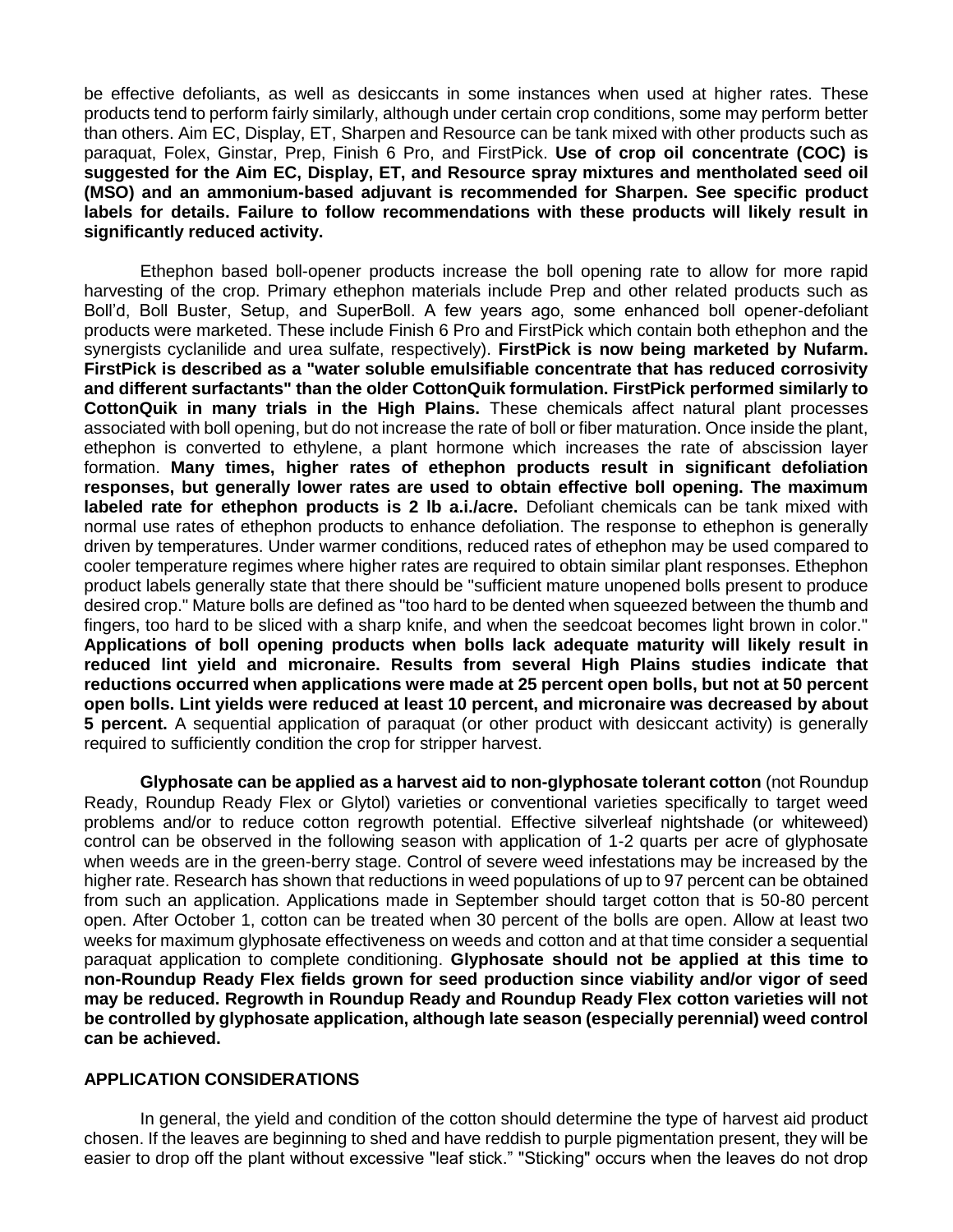be effective defoliants, as well as desiccants in some instances when used at higher rates. These products tend to perform fairly similarly, although under certain crop conditions, some may perform better than others. Aim EC, Display, ET, Sharpen and Resource can be tank mixed with other products such as paraquat, Folex, Ginstar, Prep, Finish 6 Pro, and FirstPick. **Use of crop oil concentrate (COC) is suggested for the Aim EC, Display, ET, and Resource spray mixtures and mentholated seed oil (MSO) and an ammonium-based adjuvant is recommended for Sharpen. See specific product labels for details. Failure to follow recommendations with these products will likely result in significantly reduced activity.**

Ethephon based boll-opener products increase the boll opening rate to allow for more rapid harvesting of the crop. Primary ethephon materials include Prep and other related products such as Boll'd, Boll Buster, Setup, and SuperBoll. A few years ago, some enhanced boll opener-defoliant products were marketed. These include Finish 6 Pro and FirstPick which contain both ethephon and the synergists cyclanilide and urea sulfate, respectively). **FirstPick is now being marketed by Nufarm. FirstPick is described as a "water soluble emulsifiable concentrate that has reduced corrosivity and different surfactants" than the older CottonQuik formulation. FirstPick performed similarly to CottonQuik in many trials in the High Plains.** These chemicals affect natural plant processes associated with boll opening, but do not increase the rate of boll or fiber maturation. Once inside the plant, ethephon is converted to ethylene, a plant hormone which increases the rate of abscission layer formation. **Many times, higher rates of ethephon products result in significant defoliation responses, but generally lower rates are used to obtain effective boll opening. The maximum labeled rate for ethephon products is 2 lb a.i./acre.** Defoliant chemicals can be tank mixed with normal use rates of ethephon products to enhance defoliation. The response to ethephon is generally driven by temperatures. Under warmer conditions, reduced rates of ethephon may be used compared to cooler temperature regimes where higher rates are required to obtain similar plant responses. Ethephon product labels generally state that there should be "sufficient mature unopened bolls present to produce desired crop." Mature bolls are defined as "too hard to be dented when squeezed between the thumb and fingers, too hard to be sliced with a sharp knife, and when the seedcoat becomes light brown in color." **Applications of boll opening products when bolls lack adequate maturity will likely result in reduced lint yield and micronaire. Results from several High Plains studies indicate that reductions occurred when applications were made at 25 percent open bolls, but not at 50 percent open bolls. Lint yields were reduced at least 10 percent, and micronaire was decreased by about 5 percent.** A sequential application of paraquat (or other product with desiccant activity) is generally required to sufficiently condition the crop for stripper harvest.

**Glyphosate can be applied as a harvest aid to non-glyphosate tolerant cotton** (not Roundup Ready, Roundup Ready Flex or Glytol) varieties or conventional varieties specifically to target weed problems and/or to reduce cotton regrowth potential. Effective silverleaf nightshade (or whiteweed) control can be observed in the following season with application of 1-2 quarts per acre of glyphosate when weeds are in the green-berry stage. Control of severe weed infestations may be increased by the higher rate. Research has shown that reductions in weed populations of up to 97 percent can be obtained from such an application. Applications made in September should target cotton that is 50-80 percent open. After October 1, cotton can be treated when 30 percent of the bolls are open. Allow at least two weeks for maximum glyphosate effectiveness on weeds and cotton and at that time consider a sequential paraquat application to complete conditioning. **Glyphosate should not be applied at this time to non-Roundup Ready Flex fields grown for seed production since viability and/or vigor of seed may be reduced. Regrowth in Roundup Ready and Roundup Ready Flex cotton varieties will not be controlled by glyphosate application, although late season (especially perennial) weed control can be achieved.**

## APPLICATION CONSIDERATIONS

In general, the yield and condition of the cotton should determine the type of harvest aid product chosen. If the leaves are beginning to shed and have reddish to purple pigmentation present, they will be easier to drop off the plant without excessive "leaf stick." "Sticking" occurs when the leaves do not drop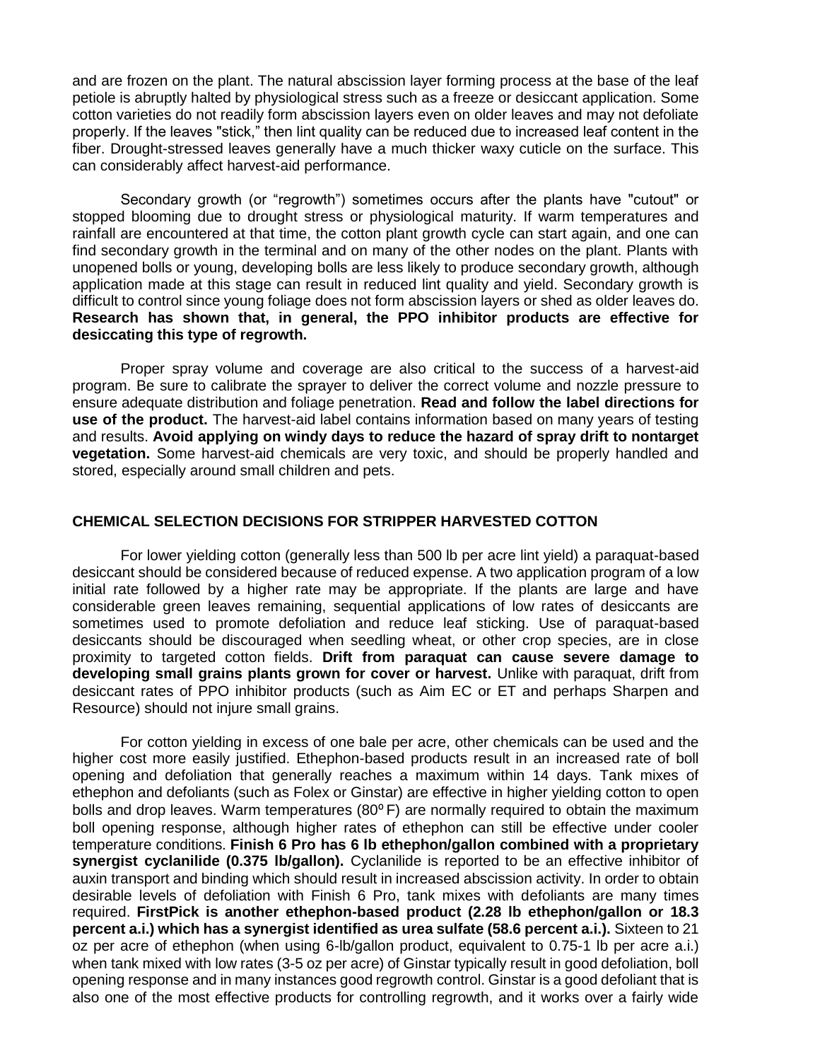and are frozen on the plant. The natural abscission layer forming process at the base of the leaf petiole is abruptly halted by physiological stress such as a freeze or desiccant application. Some cotton varieties do not readily form abscission layers even on older leaves and may not defoliate properly. If the leaves "stick," then lint quality can be reduced due to increased leaf content in the fiber. Drought-stressed leaves generally have a much thicker waxy cuticle on the surface. This can considerably affect harvest-aid performance.

Secondary growth (or "regrowth") sometimes occurs after the plants have "cutout" or stopped blooming due to drought stress or physiological maturity. If warm temperatures and rainfall are encountered at that time, the cotton plant growth cycle can start again, and one can find secondary growth in the terminal and on many of the other nodes on the plant. Plants with unopened bolls or young, developing bolls are less likely to produce secondary growth, although application made at this stage can result in reduced lint quality and yield. Secondary growth is difficult to control since young foliage does not form abscission layers or shed as older leaves do. **Research has shown that, in general, the PPO inhibitor products are effective for desiccating this type of regrowth.**

Proper spray volume and coverage are also critical to the success of a harvest-aid program. Be sure to calibrate the sprayer to deliver the correct volume and nozzle pressure to ensure adequate distribution and foliage penetration. **Read and follow the label directions for use of the product.** The harvest-aid label contains information based on many years of testing and results. **Avoid applying on windy days to reduce the hazard of spray drift to nontarget vegetation.** Some harvest-aid chemicals are very toxic, and should be properly handled and stored, especially around small children and pets.

## CHEMICAL SELECTION DECISIONS FOR STRIPPER HARVESTED COTTON

For lower yielding cotton (generally less than 500 lb per acre lint yield) a paraquat-based desiccant should be considered because of reduced expense. A two application program of a low initial rate followed by a higher rate may be appropriate. If the plants are large and have considerable green leaves remaining, sequential applications of low rates of desiccants are sometimes used to promote defoliation and reduce leaf sticking. Use of paraquat-based desiccants should be discouraged when seedling wheat, or other crop species, are in close proximity to targeted cotton fields. **Drift from paraquat can cause severe damage to developing small grains plants grown for cover or harvest.** Unlike with paraquat, drift from desiccant rates of PPO inhibitor products (such as Aim EC or ET and perhaps Sharpen and Resource) should not injure small grains.

For cotton yielding in excess of one bale per acre, other chemicals can be used and the higher cost more easily justified. Ethephon-based products result in an increased rate of boll opening and defoliation that generally reaches a maximum within 14 days. Tank mixes of ethephon and defoliants (such as Folex or Ginstar) are effective in higher yielding cotton to open bolls and drop leaves. Warm temperatures (80º F) are normally required to obtain the maximum boll opening response, although higher rates of ethephon can still be effective under cooler temperature conditions. **Finish 6 Pro has 6 lb ethephon/gallon combined with a proprietary synergist cyclanilide (0.375 lb/gallon).** Cyclanilide is reported to be an effective inhibitor of auxin transport and binding which should result in increased abscission activity. In order to obtain desirable levels of defoliation with Finish 6 Pro, tank mixes with defoliants are many times required. **FirstPick is another ethephon-based product (2.28 lb ethephon/gallon or 18.3 percent a.i.) which has a synergist identified as urea sulfate (58.6 percent a.i.).** Sixteen to 21 oz per acre of ethephon (when using 6-lb/gallon product, equivalent to 0.75-1 lb per acre a.i.) when tank mixed with low rates (3-5 oz per acre) of Ginstar typically result in good defoliation, boll opening response and in many instances good regrowth control. Ginstar is a good defoliant that is also one of the most effective products for controlling regrowth, and it works over a fairly wide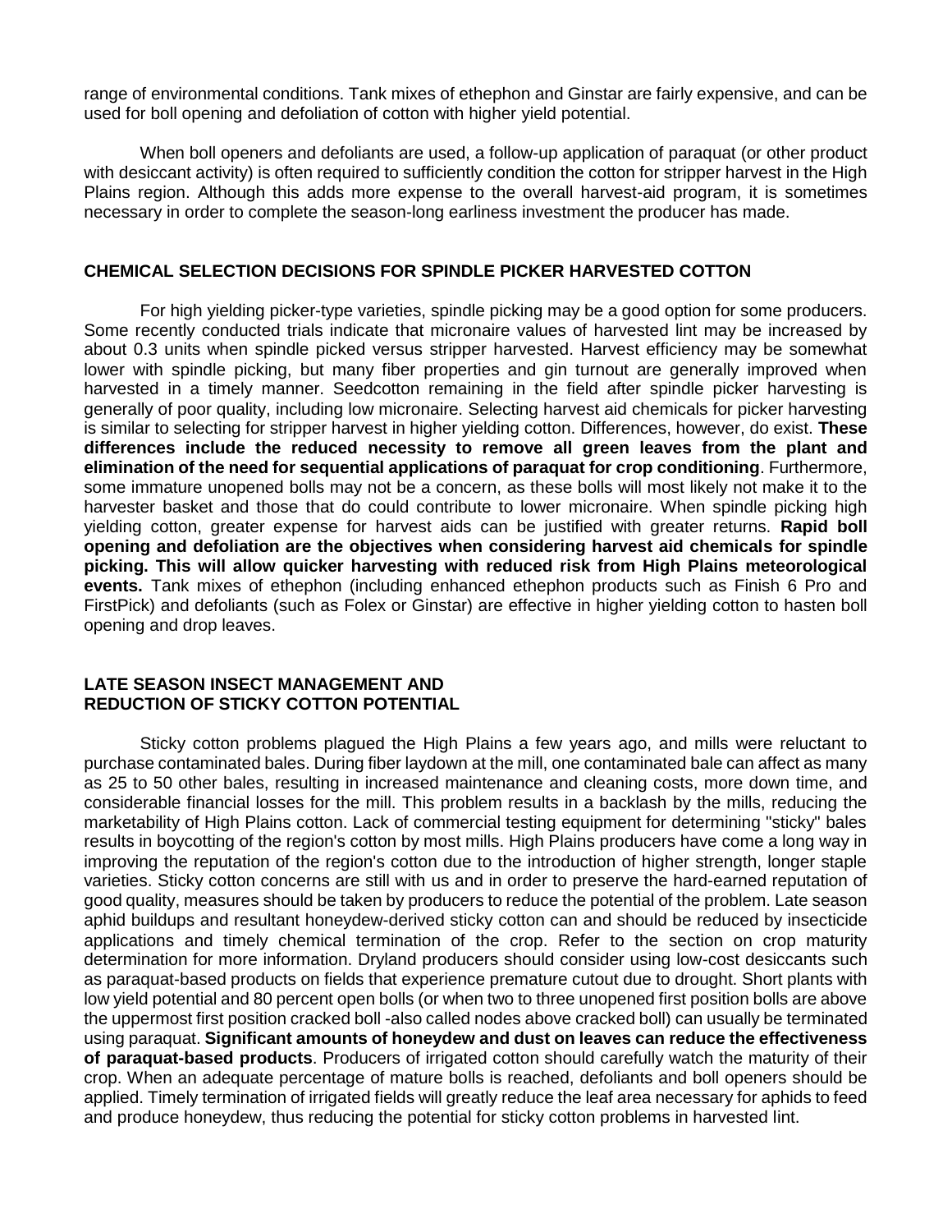range of environmental conditions. Tank mixes of ethephon and Ginstar are fairly expensive, and can be used for boll opening and defoliation of cotton with higher yield potential.

When boll openers and defoliants are used, a follow-up application of paraquat (or other product with desiccant activity) is often required to sufficiently condition the cotton for stripper harvest in the High Plains region. Although this adds more expense to the overall harvest-aid program, it is sometimes necessary in order to complete the season-long earliness investment the producer has made.

## CHEMICAL SELECTION DECISIONS FOR SPINDLE PICKER HARVESTED COTTON

For high yielding picker-type varieties, spindle picking may be a good option for some producers. Some recently conducted trials indicate that micronaire values of harvested lint may be increased by about 0.3 units when spindle picked versus stripper harvested. Harvest efficiency may be somewhat lower with spindle picking, but many fiber properties and gin turnout are generally improved when harvested in a timely manner. Seedcotton remaining in the field after spindle picker harvesting is generally of poor quality, including low micronaire. Selecting harvest aid chemicals for picker harvesting is similar to selecting for stripper harvest in higher yielding cotton. Differences, however, do exist. **These differences include the reduced necessity to remove all green leaves from the plant and elimination of the need for sequential applications of paraquat for crop conditioning**. Furthermore, some immature unopened bolls may not be a concern, as these bolls will most likely not make it to the harvester basket and those that do could contribute to lower micronaire. When spindle picking high yielding cotton, greater expense for harvest aids can be justified with greater returns. **Rapid boll opening and defoliation are the objectives when considering harvest aid chemicals for spindle picking. This will allow quicker harvesting with reduced risk from High Plains meteorological events.** Tank mixes of ethephon (including enhanced ethephon products such as Finish 6 Pro and FirstPick) and defoliants (such as Folex or Ginstar) are effective in higher yielding cotton to hasten boll opening and drop leaves.

## LATE SEASON INSECT MANAGEMENT AND REDUCTION OF STICKY COTTON POTENTIAL

Sticky cotton problems plagued the High Plains a few years ago, and mills were reluctant to purchase contaminated bales. During fiber laydown at the mill, one contaminated bale can affect as many as 25 to 50 other bales, resulting in increased maintenance and cleaning costs, more down time, and considerable financial losses for the mill. This problem results in a backlash by the mills, reducing the marketability of High Plains cotton. Lack of commercial testing equipment for determining "sticky" bales results in boycotting of the region's cotton by most mills. High Plains producers have come a long way in improving the reputation of the region's cotton due to the introduction of higher strength, longer staple varieties. Sticky cotton concerns are still with us and in order to preserve the hard-earned reputation of good quality, measures should be taken by producers to reduce the potential of the problem. Late season aphid buildups and resultant honeydew-derived sticky cotton can and should be reduced by insecticide applications and timely chemical termination of the crop. Refer to the section on crop maturity determination for more information. Dryland producers should consider using low-cost desiccants such as paraquat-based products on fields that experience premature cutout due to drought. Short plants with low yield potential and 80 percent open bolls (or when two to three unopened first position bolls are above the uppermost first position cracked boll -also called nodes above cracked boll) can usually be terminated using paraquat. **Significant amounts of honeydew and dust on leaves can reduce the effectiveness of paraquat-based products**. Producers of irrigated cotton should carefully watch the maturity of their crop. When an adequate percentage of mature bolls is reached, defoliants and boll openers should be applied. Timely termination of irrigated fields will greatly reduce the leaf area necessary for aphids to feed and produce honeydew, thus reducing the potential for sticky cotton problems in harvested lint.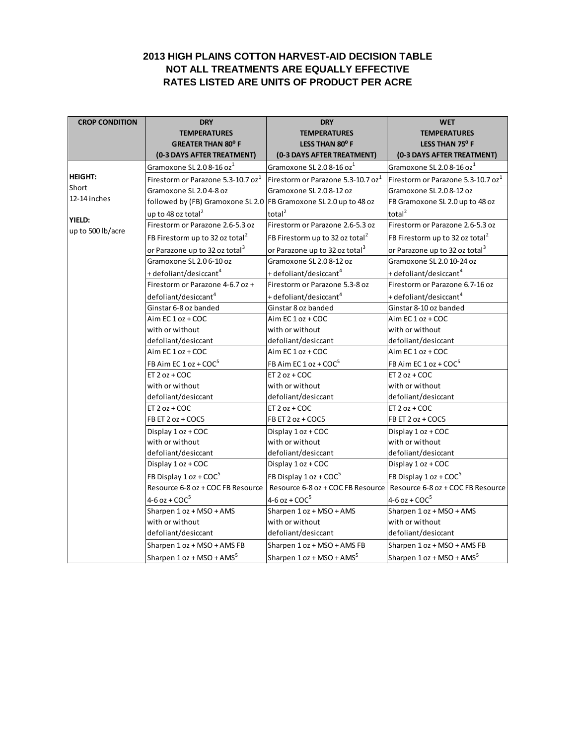## 2013 HIGH PLAINS COTTON HARVEST-AID DECISION TABLE
## NOT ALL TREATMENTS ARE EQUALLY EFFECTIVE
## RATES LISTED ARE UNITS OF PRODUCT PER ACRE

| CROP CONDITION | DRY TEMPERATURES GREATER THAN 80° F (0-3 DAYS AFTER TREATMENT) | DRY TEMPERATURES LESS THAN 80° F (0-3 DAYS AFTER TREATMENT) | WET TEMPERATURES LESS THAN 75° F (0-3 DAYS AFTER TREATMENT) |
|---|---|---|---|
| **HEIGHT:** Short 12-14 inches **YIELD:** up to 500 lb/acre | Gramoxone SL 2.0 8-16 oz[1] | Gramoxone SL 2.0 8-16 oz[1] | Gramoxone SL 2.0 8-16 oz[1] |
| | Firestorm or Parazone 5.3-10.7 oz[1] | Firestorm or Parazone 5.3-10.7 oz[1] | Firestorm or Parazone 5.3-10.7 oz[1] |
| | Gramoxone SL 2.0 4-8 oz followed by (FB) Gramoxone SL 2.0 up to 48 oz total[2] | Gramoxone SL 2.0 8-12 oz FB Gramoxone SL 2.0 up to 48 oz total[2] | Gramoxone SL 2.0 8-12 oz FB Gramoxone SL 2.0 up to 48 oz total[2] |
| | Firestorm or Parazone 2.6-5.3 oz FB Firestorm up to 32 oz total[2] or Parazone up to 32 oz total[3] | Firestorm or Parazone 2.6-5.3 oz FB Firestorm up to 32 oz total[2] or Parazone up to 32 oz total[3] | Firestorm or Parazone 2.6-5.3 oz FB Firestorm up to 32 oz total[2] or Parazone up to 32 oz total[3] |
| | Gramoxone SL 2.0 6-10 oz + defoliant/desiccant[4] | Gramoxone SL 2.0 8-12 oz + defoliant/desiccant[4] | Gramoxone SL 2.0 10-24 oz + defoliant/desiccant[4] |
| | Firestorm or Parazone 4-6.7 oz + defoliant/desiccant[4] | Firestorm or Parazone 5.3-8 oz + defoliant/desiccant[4] | Firestorm or Parazone 6.7-16 oz + defoliant/desiccant[4] |
| | Ginstar 6-8 oz banded | Ginstar 8 oz banded | Ginstar 8-10 oz banded |
| | Aim EC 1 oz + COC with or without defoliant/desiccant | Aim EC 1 oz + COC with or without defoliant/desiccant | Aim EC 1 oz + COC with or without defoliant/desiccant |
| | Aim EC 1 oz + COC FB Aim EC 1 oz + COC[5] | Aim EC 1 oz + COC FB Aim EC 1 oz + COC[5] | Aim EC 1 oz + COC FB Aim EC 1 oz + COC[5] |
| | ET 2 oz + COC with or without defoliant/desiccant | ET 2 oz + COC with or without defoliant/desiccant | ET 2 oz + COC with or without defoliant/desiccant |
| | ET 2 oz + COC FB ET 2 oz + COC5 | ET 2 oz + COC FB ET 2 oz + COC5 | ET 2 oz + COC FB ET 2 oz + COC5 |
| | Display 1 oz + COC with or without defoliant/desiccant | Display 1 oz + COC with or without defoliant/desiccant | Display 1 oz + COC with or without defoliant/desiccant |
| | Display 1 oz + COC FB Display 1 oz + COC[5] | Display 1 oz + COC FB Display 1 oz + COC[5] | Display 1 oz + COC FB Display 1 oz + COC[5] |
| | Resource 6-8 oz + COC FB Resource 4-6 oz + COC[5] | Resource 6-8 oz + COC FB Resource 4-6 oz + COC[5] | Resource 6-8 oz + COC FB Resource 4-6 oz + COC[5] |
| | Sharpen 1 oz + MSO + AMS with or without defoliant/desiccant | Sharpen 1 oz + MSO + AMS with or without defoliant/desiccant | Sharpen 1 oz + MSO + AMS with or without defoliant/desiccant |
| | Sharpen 1 oz + MSO + AMS FB Sharpen 1 oz + MSO + AMS[5] | Sharpen 1 oz + MSO + AMS FB Sharpen 1 oz + MSO + AMS[5] | Sharpen 1 oz + MSO + AMS FB Sharpen 1 oz + MSO + AMS[5] |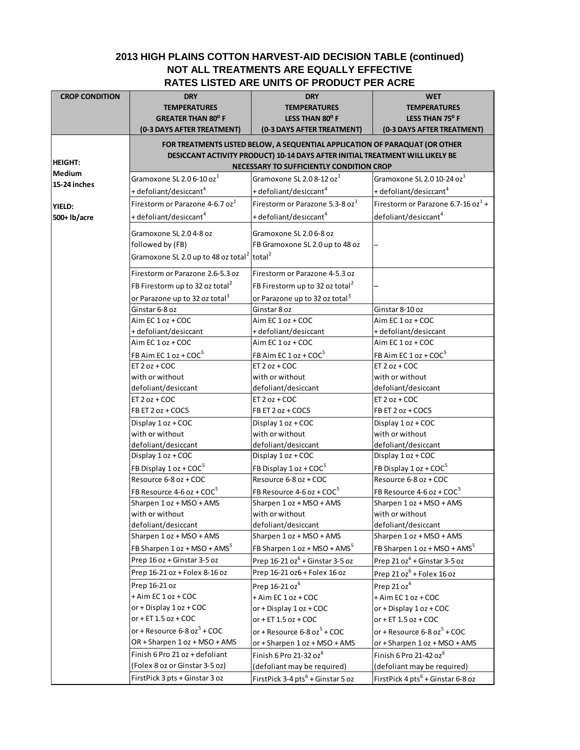# 2013 HIGH PLAINS COTTON HARVEST-AID DECISION TABLE (continued)

## NOT ALL TREATMENTS ARE EQUALLY EFFECTIVE

## RATES LISTED ARE UNITS OF PRODUCT PER ACRE

| CROP CONDITION | DRY TEMPERATURES GREATER THAN 80° F (0-3 DAYS AFTER TREATMENT) | DRY TEMPERATURES LESS THAN 80° F (0-3 DAYS AFTER TREATMENT) | WET TEMPERATURES LESS THAN 75° F (0-3 DAYS AFTER TREATMENT) |
|---|---|---|---|
| HEIGHT: Medium 15-24 inches<br><br>YIELD: 500+ lb/acre | FOR TREATMENTS LISTED BELOW, A SEQUENTIAL APPLICATION OF PARAQUAT (OR OTHER DESICCANT ACTIVITY PRODUCT) 10-14 DAYS AFTER INITIAL TREATMENT WILL LIKELY BE NECESSARY TO SUFFICIENTLY CONDITION CROP | | |
| | Gramoxone SL 2.0 6-10 oz[1] + defoliant/desiccant[4] | Gramoxone SL 2.0 8-12 oz[1] + defoliant/desiccant[4] | Gramoxone SL 2.0 10-24 oz[1] + defoliant/desiccant[4] |
| | Firestorm or Parazone 4-6.7 oz[1] + defoliant/desiccant[4] | Firestorm or Parazone 5.3-8 oz[1] + defoliant/desiccant[4] | Firestorm or Parazone 6.7-16 oz[1] + defoliant/desiccant[4] |
| | Gramoxone SL 2.0 4-8 oz followed by (FB) Gramoxone SL 2.0 up to 48 oz total[2] | Gramoxone SL 2.0 6-8 oz FB Gramoxone SL 2.0 up to 48 oz total[2] | – |
| | Firestorm or Parazone 2.6-5.3 oz FB Firestorm up to 32 oz total[2] or Parazone up to 32 oz total[3] | Firestorm or Parazone 4-5.3 oz FB Firestorm up to 32 oz total[2] or Parazone up to 32 oz total[3] | – |
| | Ginstar 6-8 oz | Ginstar 8 oz | Ginstar 8-10 oz |
| | Aim EC 1 oz + COC + defoliant/desiccant | Aim EC 1 oz + COC + defoliant/desiccant | Aim EC 1 oz + COC + defoliant/desiccant |
| | Aim EC 1 oz + COC FB Aim EC 1 oz + COC[5] | Aim EC 1 oz + COC FB Aim EC 1 oz + COC[5] | Aim EC 1 oz + COC FB Aim EC 1 oz + COC[5] |
| | ET 2 oz + COC with or without defoliant/desiccant | ET 2 oz + COC with or without defoliant/desiccant | ET 2 oz + COC with or without defoliant/desiccant |
| | ET 2 oz + COC FB ET 2 oz + COC5 | ET 2 oz + COC FB ET 2 oz + COC5 | ET 2 oz + COC FB ET 2 oz + COC5 |
| | Display 1 oz + COC with or without defoliant/desiccant | Display 1 oz + COC with or without defoliant/desiccant | Display 1 oz + COC with or without defoliant/desiccant |
| | Display 1 oz + COC FB Display 1 oz + COC[5] | Display 1 oz + COC FB Display 1 oz + COC[5] | Display 1 oz + COC FB Display 1 oz + COC[5] |
| | Resource 6-8 oz + COC FB Resource 4-6 oz + COC[5] | Resource 6-8 oz + COC FB Resource 4-6 oz + COC[5] | Resource 6-8 oz + COC FB Resource 4-6 oz + COC[5] |
| | Sharpen 1 oz + MSO + AMS with or without defoliant/desiccant | Sharpen 1 oz + MSO + AMS with or without defoliant/desiccant | Sharpen 1 oz + MSO + AMS with or without defoliant/desiccant |
| | Sharpen 1 oz + MSO + AMS FB Sharpen 1 oz + MSO + AMS[5] | Sharpen 1 oz + MSO + AMS FB Sharpen 1 oz + MSO + AMS[5] | Sharpen 1 oz + MSO + AMS FB Sharpen 1 oz + MSO + AMS[5] |
| | Prep 16 oz + Ginstar 3-5 oz | Prep 16-21 oz[6] + Ginstar 3-5 oz | Prep 21 oz[6] + Ginstar 3-5 oz |
| | Prep 16-21 oz + Folex 8-16 oz | Prep 16-21 oz6 + Folex 16 oz | Prep 21 oz[6] + Folex 16 oz |
| | Prep 16-21 oz + Aim EC 1 oz + COC or + Display 1 oz + COC or + ET 1.5 oz + COC or + Resource 6-8 oz[5] + COC OR + Sharpen 1 oz + MSO + AMS | Prep 16-21 oz[6] + Aim EC 1 oz + COC or + Display 1 oz + COC or + ET 1.5 oz + COC or + Resource 6-8 oz[5] + COC or + Sharpen 1 oz + MSO + AMS | Prep 21 oz[6] + Aim EC 1 oz + COC or + Display 1 oz + COC or + ET 1.5 oz + COC or + Resource 6-8 oz[5] + COC or + Sharpen 1 oz + MSO + AMS |
| | Finish 6 Pro 21 oz + defoliant (Folex 8 oz or Ginstar 3-5 oz) | Finish 6 Pro 21-32 oz[6] (defoliant may be required) | Finish 6 Pro 21-42 oz[6] (defoliant may be required) |
| | FirstPick 3 pts + Ginstar 3 oz | FirstPick 3-4 pts[6] + Ginstar 5 oz | FirstPick 4 pts[6] + Ginstar 6-8 oz |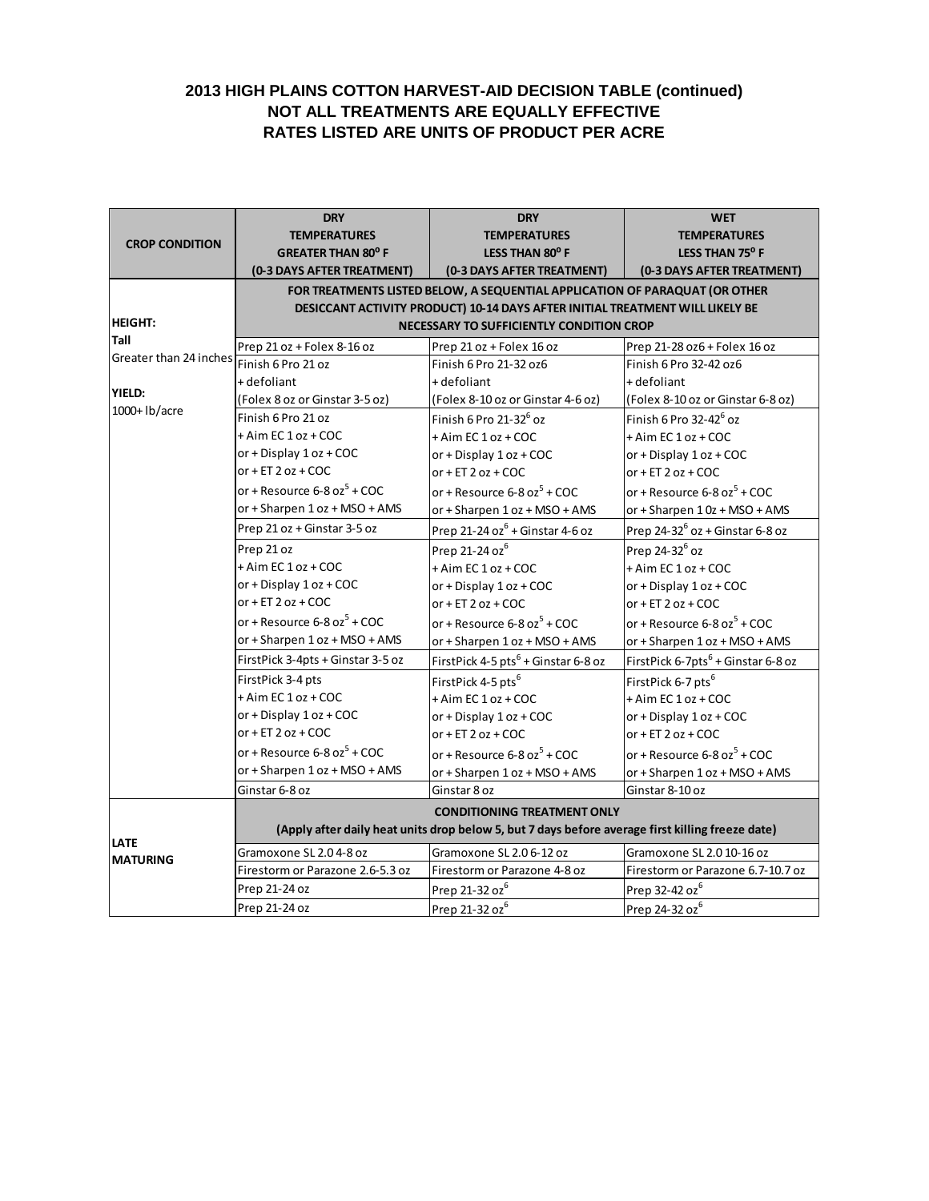**2013 HIGH PLAINS COTTON HARVEST-AID DECISION TABLE (continued)**
**NOT ALL TREATMENTS ARE EQUALLY EFFECTIVE**
**RATES LISTED ARE UNITS OF PRODUCT PER ACRE**

| CROP CONDITION | DRY TEMPERATURES GREATER THAN 80° F (0-3 DAYS AFTER TREATMENT) | DRY TEMPERATURES LESS THAN 80° F (0-3 DAYS AFTER TREATMENT) | WET TEMPERATURES LESS THAN 75° F (0-3 DAYS AFTER TREATMENT) |
|---|---|---|---|
| **HEIGHT:** **Tall** Greater than 24 inches **YIELD:** 1000+ lb/acre | **FOR TREATMENTS LISTED BELOW, A SEQUENTIAL APPLICATION OF PARAQUAT (OR OTHER DESICCANT ACTIVITY PRODUCT) 10-14 DAYS AFTER INITIAL TREATMENT WILL LIKELY BE NECESSARY TO SUFFICIENTLY CONDITION CROP** | | |
| | Prep 21 oz + Folex 8-16 oz | Prep 21 oz + Folex 16 oz | Prep 21-28 oz6 + Folex 16 oz |
| | Finish 6 Pro 21 oz + defoliant (Folex 8 oz or Ginstar 3-5 oz) | Finish 6 Pro 21-32 oz6 + defoliant (Folex 8-10 oz or Ginstar 4-6 oz) | Finish 6 Pro 32-42 oz6 + defoliant (Folex 8-10 oz or Ginstar 6-8 oz) |
| | Finish 6 Pro 21 oz + Aim EC 1 oz + COC or + Display 1 oz + COC or + ET 2 oz + COC or + Resource 6-8 oz[5] + COC or + Sharpen 1 oz + MSO + AMS | Finish 6 Pro 21-32[6] oz + Aim EC 1 oz + COC or + Display 1 oz + COC or + ET 2 oz + COC or + Resource 6-8 oz[5] + COC or + Sharpen 1 oz + MSO + AMS | Finish 6 Pro 32-42[6] oz + Aim EC 1 oz + COC or + Display 1 oz + COC or + ET 2 oz + COC or + Resource 6-8 oz[5] + COC or + Sharpen 1 0z + MSO + AMS |
| | Prep 21 oz + Ginstar 3-5 oz | Prep 21-24 oz[6] + Ginstar 4-6 oz | Prep 24-32[6] oz + Ginstar 6-8 oz |
| | Prep 21 oz + Aim EC 1 oz + COC or + Display 1 oz + COC or + ET 2 oz + COC or + Resource 6-8 oz[5] + COC or + Sharpen 1 oz + MSO + AMS | Prep 21-24 oz[6] + Aim EC 1 oz + COC or + Display 1 oz + COC or + ET 2 oz + COC or + Resource 6-8 oz[5] + COC or + Sharpen 1 oz + MSO + AMS | Prep 24-32[6] oz + Aim EC 1 oz + COC or + Display 1 oz + COC or + ET 2 oz + COC or + Resource 6-8 oz[5] + COC or + Sharpen 1 oz + MSO + AMS |
| | FirstPick 3-4pts + Ginstar 3-5 oz | FirstPick 4-5 pts[6] + Ginstar 6-8 oz | FirstPick 6-7pts[6] + Ginstar 6-8 oz |
| | FirstPick 3-4 pts + Aim EC 1 oz + COC or + Display 1 oz + COC or + ET 2 oz + COC or + Resource 6-8 oz[5] + COC or + Sharpen 1 oz + MSO + AMS | FirstPick 4-5 pts[6] + Aim EC 1 oz + COC or + Display 1 oz + COC or + ET 2 oz + COC or + Resource 6-8 oz[5] + COC or + Sharpen 1 oz + MSO + AMS | FirstPick 6-7 pts[6] + Aim EC 1 oz + COC or + Display 1 oz + COC or + ET 2 oz + COC or + Resource 6-8 oz[5] + COC or + Sharpen 1 oz + MSO + AMS |
| | Ginstar 6-8 oz | Ginstar 8 oz | Ginstar 8-10 oz |
| **LATE MATURING** | **CONDITIONING TREATMENT ONLY (Apply after daily heat units drop below 5, but 7 days before average first killing freeze date)** | | |
| | Gramoxone SL 2.0 4-8 oz | Gramoxone SL 2.0 6-12 oz | Gramoxone SL 2.0 10-16 oz |
| | Firestorm or Parazone 2.6-5.3 oz | Firestorm or Parazone 4-8 oz | Firestorm or Parazone 6.7-10.7 oz |
| | Prep 21-24 oz | Prep 21-32 oz[6] | Prep 32-42 oz[6] |
| | Prep 21-24 oz | Prep 21-32 oz[6] | Prep 24-32 oz[6] |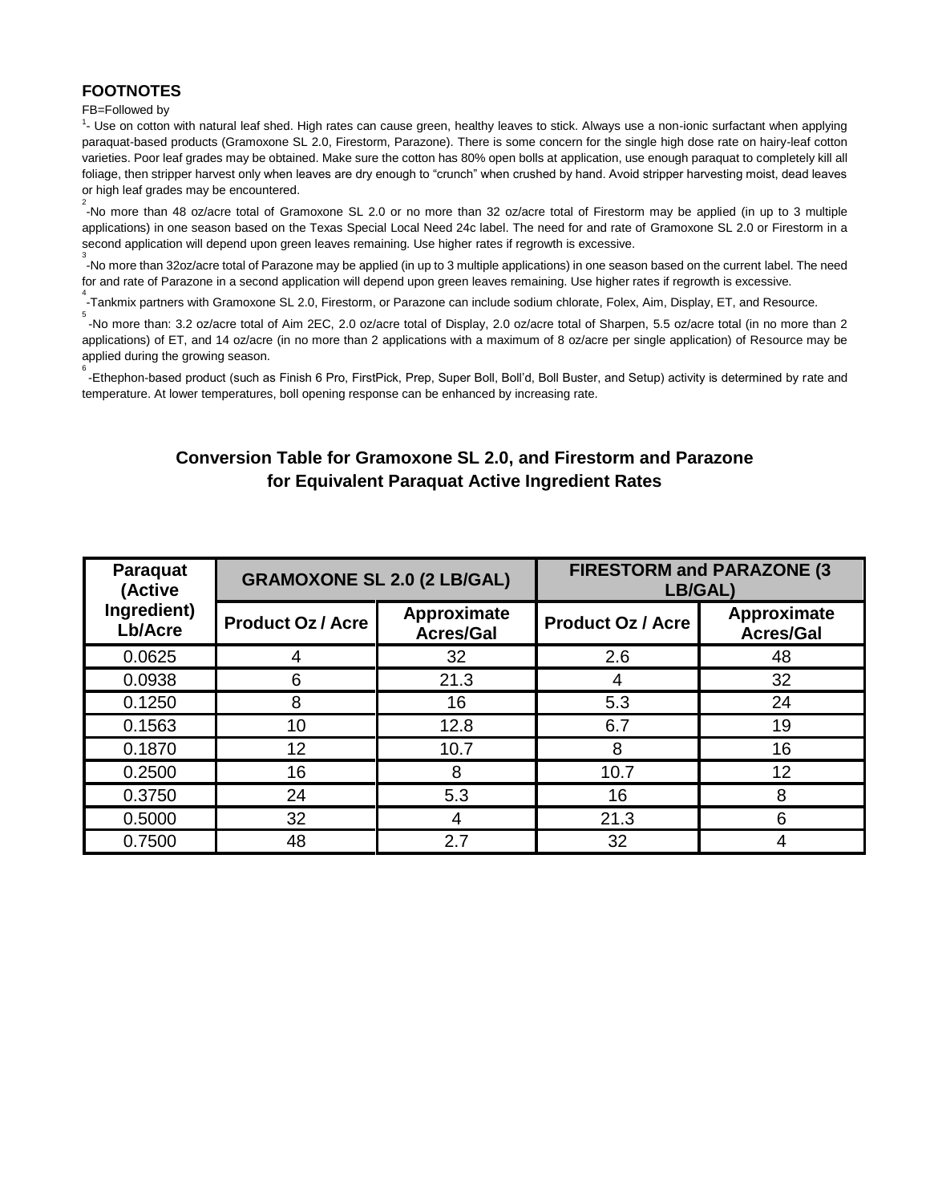## FOOTNOTES

FB=Followed by

[1]- Use on cotton with natural leaf shed. High rates can cause green, healthy leaves to stick. Always use a non-ionic surfactant when applying paraquat-based products (Gramoxone SL 2.0, Firestorm, Parazone). There is some concern for the single high dose rate on hairy-leaf cotton varieties. Poor leaf grades may be obtained. Make sure the cotton has 80% open bolls at application, use enough paraquat to completely kill all foliage, then stripper harvest only when leaves are dry enough to "crunch" when crushed by hand. Avoid stripper harvesting moist, dead leaves or high leaf grades may be encountered.

[2]-No more than 48 oz/acre total of Gramoxone SL 2.0 or no more than 32 oz/acre total of Firestorm may be applied (in up to 3 multiple applications) in one season based on the Texas Special Local Need 24c label. The need for and rate of Gramoxone SL 2.0 or Firestorm in a second application will depend upon green leaves remaining. Use higher rates if regrowth is excessive.

[3]-No more than 32oz/acre total of Parazone may be applied (in up to 3 multiple applications) in one season based on the current label. The need for and rate of Parazone in a second application will depend upon green leaves remaining. Use higher rates if regrowth is excessive.

[4]-Tankmix partners with Gramoxone SL 2.0, Firestorm, or Parazone can include sodium chlorate, Folex, Aim, Display, ET, and Resource.

[5]-No more than: 3.2 oz/acre total of Aim 2EC, 2.0 oz/acre total of Display, 2.0 oz/acre total of Sharpen, 5.5 oz/acre total (in no more than 2 applications) of ET, and 14 oz/acre (in no more than 2 applications with a maximum of 8 oz/acre per single application) of Resource may be applied during the growing season.

[6]-Ethephon-based product (such as Finish 6 Pro, FirstPick, Prep, Super Boll, Boll'd, Boll Buster, and Setup) activity is determined by rate and temperature. At lower temperatures, boll opening response can be enhanced by increasing rate.

### Conversion Table for Gramoxone SL 2.0, and Firestorm and Parazone for Equivalent Paraquat Active Ingredient Rates

| Paraquat (Active Ingredient) Lb/Acre | GRAMOXONE SL 2.0 (2 LB/GAL) | | FIRESTORM and PARAZONE (3 LB/GAL) | |
|---|---|---|---|---|
| | Product Oz / Acre | Approximate Acres/Gal | Product Oz / Acre | Approximate Acres/Gal |
| 0.0625 | 4 | 32 | 2.6 | 48 |
| 0.0938 | 6 | 21.3 | 4 | 32 |
| 0.1250 | 8 | 16 | 5.3 | 24 |
| 0.1563 | 10 | 12.8 | 6.7 | 19 |
| 0.1870 | 12 | 10.7 | 8 | 16 |
| 0.2500 | 16 | 8 | 10.7 | 12 |
| 0.3750 | 24 | 5.3 | 16 | 8 |
| 0.5000 | 32 | 4 | 21.3 | 6 |
| 0.7500 | 48 | 2.7 | 32 | 4 |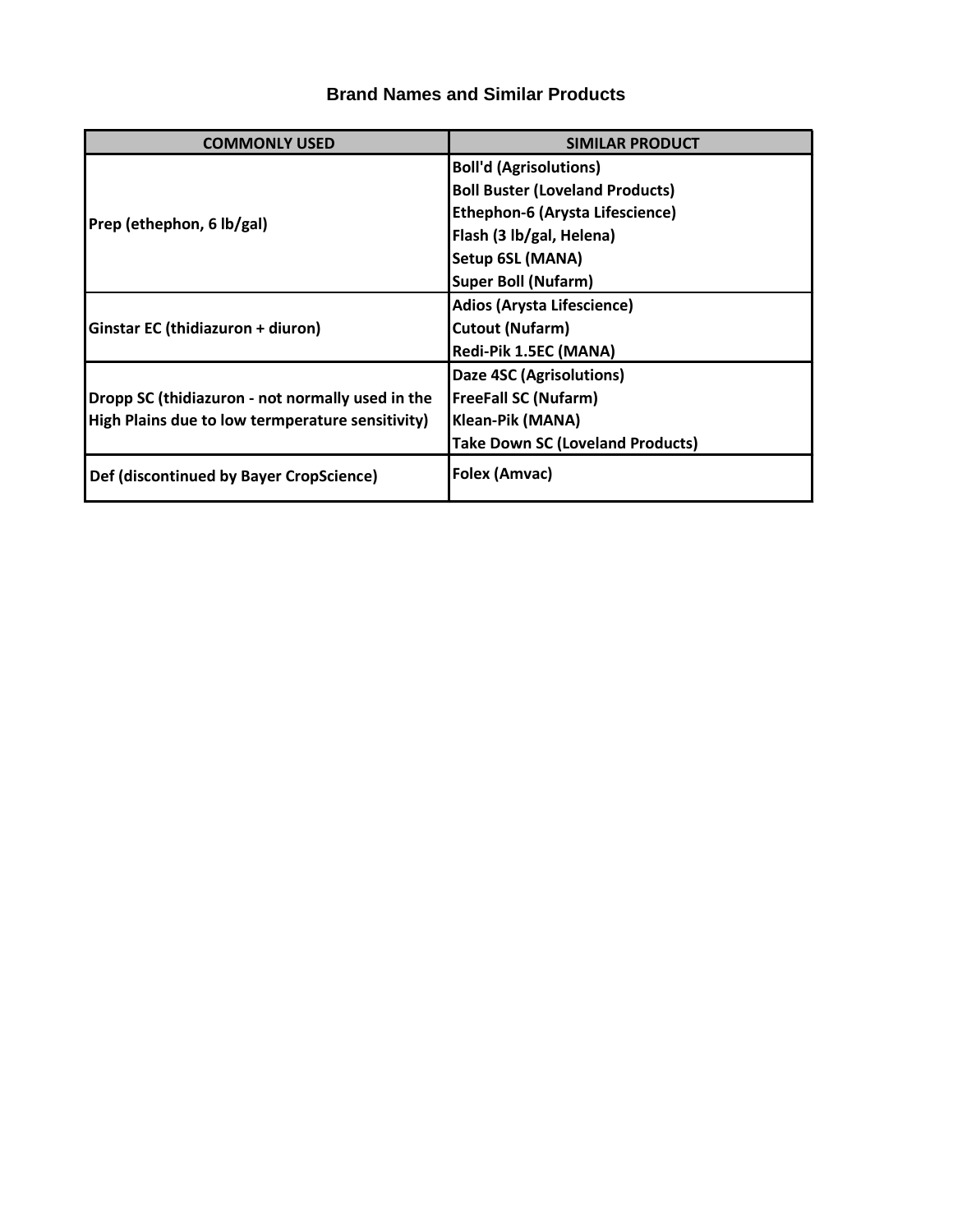## Brand Names and Similar Products

| COMMONLY USED | SIMILAR PRODUCT |
|---|---|
| Prep (ethephon, 6 lb/gal) | Boll'd (Agrisolutions)<br>Boll Buster (Loveland Products)<br>Ethephon-6 (Arysta Lifescience)<br>Flash (3 lb/gal, Helena)<br>Setup 6SL (MANA)<br>Super Boll (Nufarm) |
| Ginstar EC (thidiazuron + diuron) | Adios (Arysta Lifescience)<br>Cutout (Nufarm)<br>Redi-Pik 1.5EC (MANA) |
| Dropp SC (thidiazuron - not normally used in the High Plains due to low termperature sensitivity) | Daze 4SC (Agrisolutions)<br>FreeFall SC (Nufarm)<br>Klean-Pik (MANA)<br>Take Down SC (Loveland Products) |
| Def (discontinued by Bayer CropScience) | Folex (Amvac) |